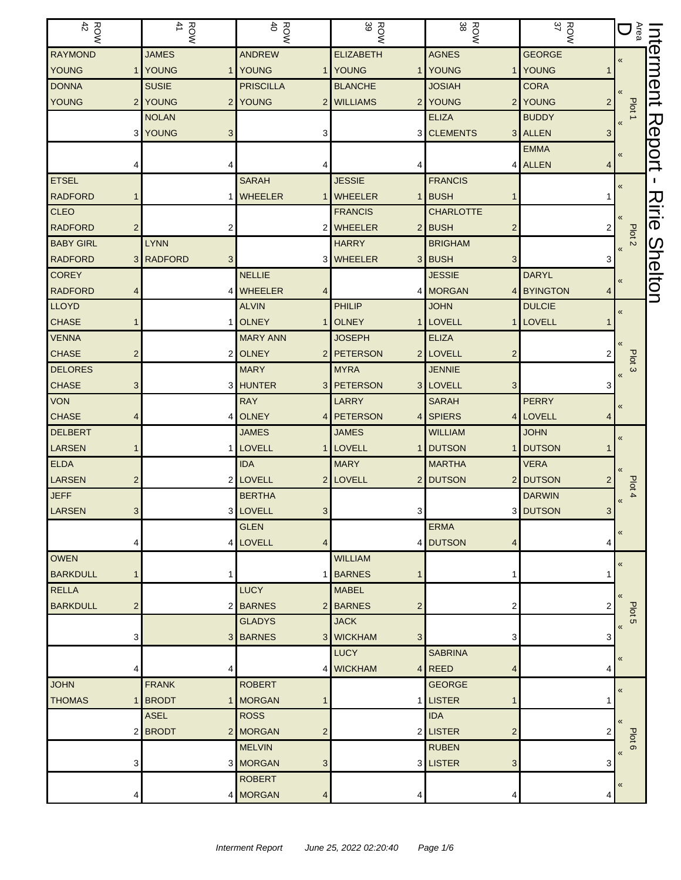# Interment Report - Ririe Shelton

| ROW 42 | ROW 41 | ROW 40 | ROW 39 | ROW 38 | ROW 37 | Area D |
|---|---|---|---|---|---|---|
| RAYMOND YOUNG 1 | JAMES YOUNG 1 | ANDREW YOUNG 1 | ELIZABETH YOUNG 1 | AGNES YOUNG 1 | GEORGE YOUNG 1 | Plot 1 |
| DONNA YOUNG 2 | SUSIE YOUNG 2 | PRISCILLA YOUNG 2 | BLANCHE WILLIAMS 2 | JOSIAH YOUNG 2 | CORA YOUNG 2 | |
| 3 | NOLAN YOUNG 3 | 3 | 3 | ELIZA CLEMENTS 3 | BUDDY ALLEN 3 | |
| 4 | 4 | 4 | 4 | 4 | EMMA ALLEN 4 | |
| ETSEL RADFORD 1 | 1 | SARAH WHEELER 1 | JESSIE WHEELER 1 | FRANCIS BUSH 1 | 1 | Plot 2 |
| CLEO RADFORD 2 | 2 | 2 | FRANCIS WHEELER 2 | CHARLOTTE BUSH 2 | 2 | |
| BABY GIRL RADFORD 3 | LYNN RADFORD 3 | 3 | HARRY WHEELER 3 | BRIGHAM BUSH 3 | 3 | |
| COREY RADFORD 4 | 4 | NELLIE WHEELER 4 | 4 | JESSIE MORGAN 4 | DARYL BYINGTON 4 | |
| LLOYD CHASE 1 | 1 | ALVIN OLNEY 1 | PHILIP OLNEY 1 | JOHN LOVELL 1 | DULCIE LOVELL 1 | Plot 3 |
| VENNA CHASE 2 | 2 | MARY ANN OLNEY 2 | JOSEPH PETERSON 2 | ELIZA LOVELL 2 | 2 | |
| DELORES CHASE 3 | 3 | MARY HUNTER 3 | MYRA PETERSON 3 | JENNIE LOVELL 3 | 3 | |
| VON CHASE 4 | 4 | RAY OLNEY 4 | LARRY PETERSON 4 | SARAH SPIERS 4 | PERRY LOVELL 4 | |
| DELBERT LARSEN 1 | 1 | JAMES LOVELL 1 | JAMES LOVELL 1 | WILLIAM DUTSON 1 | JOHN DUTSON 1 | Plot 4 |
| ELDA LARSEN 2 | 2 | IDA LOVELL 2 | MARY LOVELL 2 | MARTHA DUTSON 2 | VERA DUTSON 2 | |
| JEFF LARSEN 3 | 3 | BERTHA LOVELL 3 | 3 | 3 | DARWIN DUTSON 3 | |
| 4 | 4 | GLEN LOVELL 4 | 4 | ERMA DUTSON 4 | 4 | |
| OWEN BARKDULL 1 | 1 | 1 | WILLIAM BARNES 1 | 1 | 1 | Plot 5 |
| RELLA BARKDULL 2 | 2 | LUCY BARNES 2 | MABEL BARNES 2 | 2 | 2 | |
| 3 | 3 | GLADYS BARNES 3 | JACK WICKHAM 3 | 3 | 3 | |
| 4 | 4 | 4 | LUCY WICKHAM 4 | SABRINA REED 4 | 4 | |
| JOHN THOMAS 1 | FRANK BRODT 1 | ROBERT MORGAN 1 | 1 | GEORGE LISTER 1 | 1 | Plot 6 |
| 2 | ASEL BRODT 2 | ROSS MORGAN 2 | 2 | IDA LISTER 2 | 2 | |
| 3 | 3 | MELVIN MORGAN 3 | 3 | RUBEN LISTER 3 | 3 | |
| 4 | 4 | ROBERT MORGAN 4 | 4 | 4 | 4 | |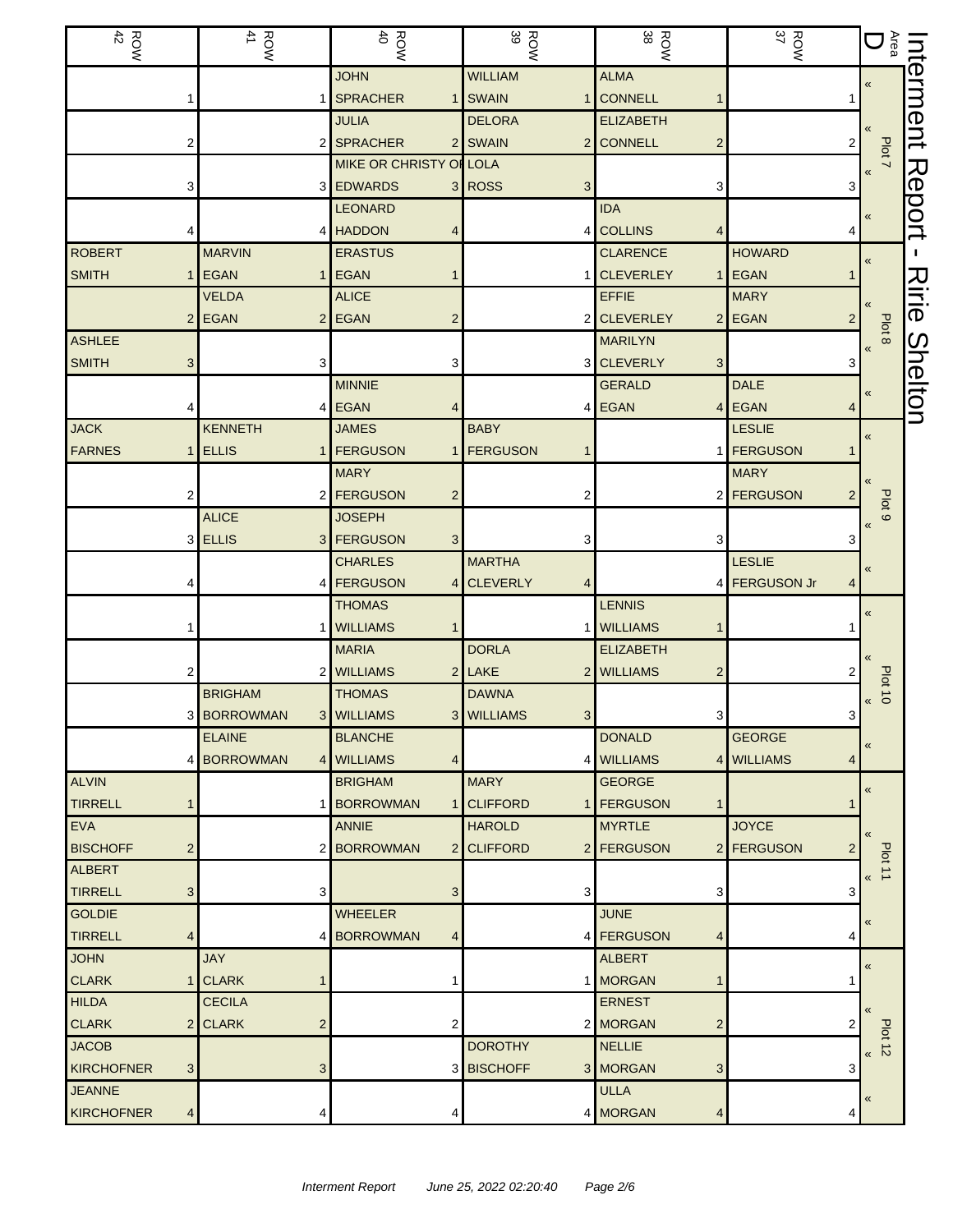# Interment Report - Ririe Shelton

| ROW 42 | ROW 41 | ROW 40 | ROW 39 | ROW 38 | ROW 37 | Area D |
|---|---|---|---|---|---|---|
| 1 | 1 | JOHN SPRACHER 1 | WILLIAM SWAIN 1 | ALMA CONNELL 1 | 1 | Plot 7 |
| 2 | 2 | JULIA SPRACHER 2 | DELORA SWAIN 2 | ELIZABETH CONNELL 2 | 2 | |
| 3 | 3 | MIKE OR CHRISTY OH EDWARDS 3 | LOLA ROSS 3 | 3 | 3 | |
| 4 | 4 | LEONARD HADDON 4 | 4 | IDA COLLINS 4 | 4 | |
| ROBERT SMITH 1 | MARVIN EGAN 1 | ERASTUS EGAN 1 | 1 | CLARENCE CLEVERLEY 1 | HOWARD EGAN 1 | Plot 8 |
| 2 | VELDA EGAN 2 | ALICE EGAN 2 | 2 | EFFIE CLEVERLEY 2 | MARY EGAN 2 | |
| ASHLEE SMITH 3 | 3 | 3 | 3 | MARILYN CLEVERLY 3 | 3 | |
| 4 | 4 | MINNIE EGAN 4 | 4 | GERALD EGAN 4 | DALE EGAN 4 | |
| JACK FARNES 1 | KENNETH ELLIS 1 | JAMES FERGUSON 1 | BABY FERGUSON 1 | 1 | LESLIE FERGUSON 1 | Plot 9 |
| 2 | 2 | MARY FERGUSON 2 | 2 | 2 | MARY FERGUSON 2 | |
| 3 | ALICE ELLIS 3 | JOSEPH FERGUSON 3 | 3 | 3 | 3 | |
| 4 | 4 | CHARLES FERGUSON 4 | MARTHA CLEVERLY 4 | 4 | LESLIE FERGUSON Jr 4 | |
| 1 | 1 | THOMAS WILLIAMS 1 | 1 | LENNIS WILLIAMS 1 | 1 | Plot 10 |
| 2 | 2 | MARIA WILLIAMS 2 | DORLA LAKE 2 | ELIZABETH WILLIAMS 2 | 2 | |
| 3 | BRIGHAM BORROWMAN 3 | THOMAS WILLIAMS 3 | DAWNA WILLIAMS 3 | 3 | 3 | |
| 4 | ELAINE BORROWMAN 4 | BLANCHE WILLIAMS 4 | 4 | DONALD WILLIAMS 4 | GEORGE WILLIAMS 4 | |
| ALVIN TIRRELL 1 | 1 | BRIGHAM BORROWMAN 1 | MARY CLIFFORD 1 | GEORGE FERGUSON 1 | 1 | Plot 11 |
| EVA BISCHOFF 2 | 2 | ANNIE BORROWMAN 2 | HAROLD CLIFFORD 2 | MYRTLE FERGUSON 2 | JOYCE FERGUSON 2 | |
| ALBERT TIRRELL 3 | 3 | 3 | 3 | 3 | 3 | |
| GOLDIE TIRRELL 4 | 4 | WHEELER BORROWMAN 4 | 4 | JUNE FERGUSON 4 | 4 | |
| JOHN CLARK 1 | JAY CLARK 1 | 1 | 1 | ALBERT MORGAN 1 | 1 | Plot 12 |
| HILDA CLARK 2 | CECILA CLARK 2 | 2 | 2 | ERNEST MORGAN 2 | 2 | |
| JACOB KIRCHOFNER 3 | 3 | 3 | DOROTHY BISCHOFF 3 | NELLIE MORGAN 3 | 3 | |
| JEANNE KIRCHOFNER 4 | 4 | 4 | 4 | ULLA MORGAN 4 | 4 | |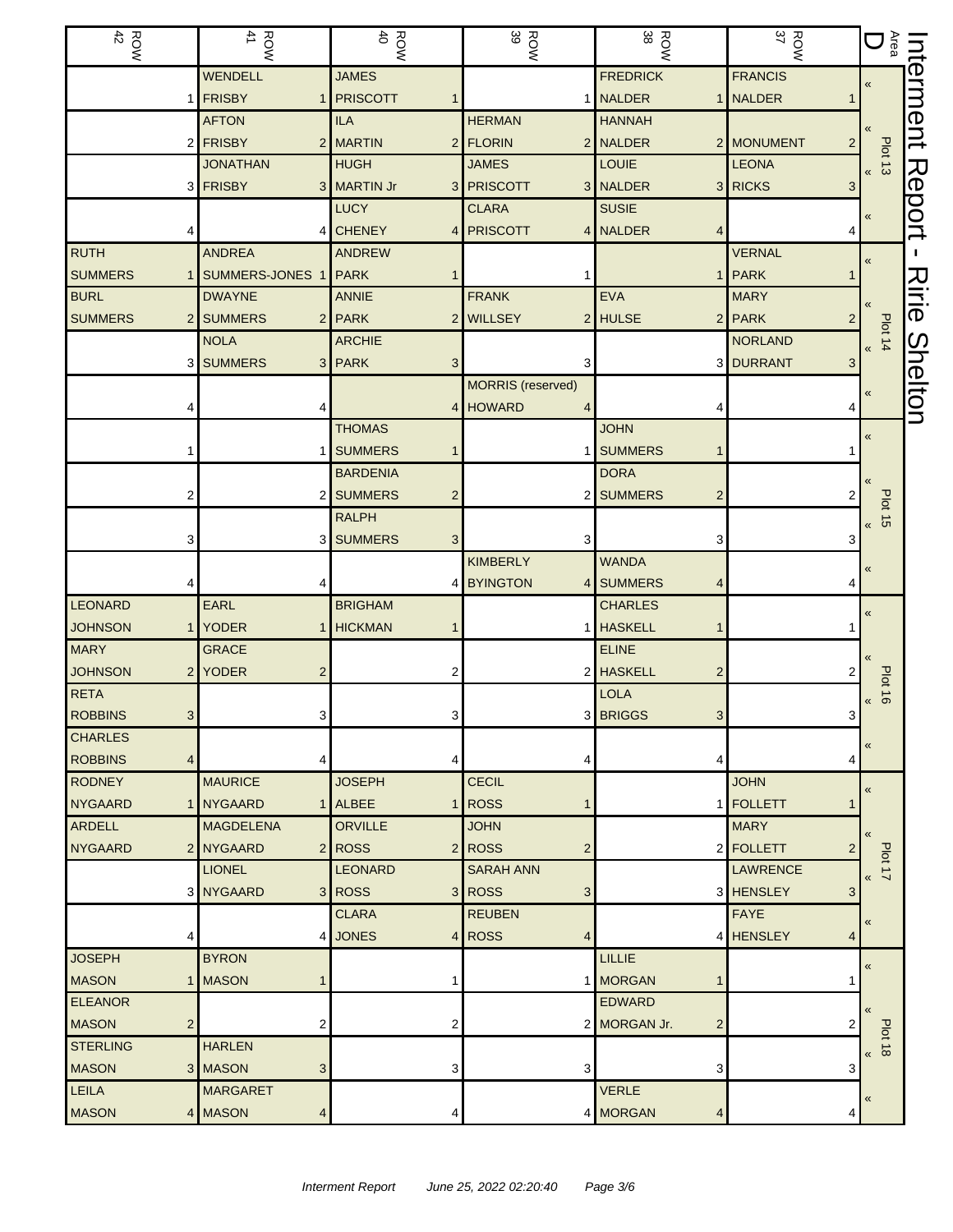# Interment Report - Ririe Shelton

Area D

| ROW 42 | ROW 41 | ROW 40 | ROW 39 | ROW 38 | ROW 37 | Plot |
|---|---|---|---|---|---|---|
| 1 | WENDELL FRISBY 1 | JAMES PRISCOTT 1 | 1 | FREDRICK NALDER 1 | FRANCIS NALDER 1 | Plot 13 « |
| 2 | AFTON FRISBY 2 | ILA MARTIN 2 | HERMAN FLORIN 2 | HANNAH NALDER 2 | MONUMENT 2 | « |
| 3 | JONATHAN FRISBY 3 | HUGH MARTIN Jr 3 | JAMES PRISCOTT 3 | LOUIE NALDER 3 | LEONA RICKS 3 | « |
| 4 | 4 | LUCY CHENEY 4 | CLARA PRISCOTT 4 | SUSIE NALDER 4 | 4 | « |
| RUTH SUMMERS 1 | ANDREA SUMMERS-JONES 1 | ANDREW PARK 1 | 1 | 1 | VERNAL PARK 1 | Plot 14 « |
| BURL SUMMERS 2 | DWAYNE SUMMERS 2 | ANNIE PARK 2 | FRANK WILLSEY 2 | EVA HULSE 2 | MARY PARK 2 | « |
| 3 | NOLA SUMMERS 3 | ARCHIE PARK 3 | 3 | 3 | NORLAND DURRANT 3 | « |
| 4 | 4 | 4 | MORRIS (reserved) HOWARD 4 | 4 | 4 | « |
| 1 | 1 | THOMAS SUMMERS 1 | 1 | JOHN SUMMERS 1 | 1 | Plot 15 « |
| 2 | 2 | BARDENIA SUMMERS 2 | 2 | DORA SUMMERS 2 | 2 | « |
| 3 | 3 | RALPH SUMMERS 3 | 3 | 3 | 3 | « |
| 4 | 4 | 4 | KIMBERLY BYINGTON 4 | WANDA SUMMERS 4 | 4 | « |
| LEONARD JOHNSON 1 | EARL YODER 1 | BRIGHAM HICKMAN 1 | 1 | CHARLES HASKELL 1 | 1 | Plot 16 « |
| MARY JOHNSON 2 | GRACE YODER 2 | 2 | 2 | ELINE HASKELL 2 | 2 | « |
| RETA ROBBINS 3 | 3 | 3 | 3 | LOLA BRIGGS 3 | 3 | « |
| CHARLES ROBBINS 4 | 4 | 4 | 4 | 4 | 4 | « |
| RODNEY NYGAARD 1 | MAURICE NYGAARD 1 | JOSEPH ALBEE 1 | CECIL ROSS 1 | 1 | JOHN FOLLETT 1 | Plot 17 « |
| ARDELL NYGAARD 2 | MAGDELENA NYGAARD 2 | ORVILLE ROSS 2 | JOHN ROSS 2 | 2 | MARY FOLLETT 2 | « |
| 3 | LIONEL NYGAARD 3 | LEONARD ROSS 3 | SARAH ANN ROSS 3 | 3 | LAWRENCE HENSLEY 3 | « |
| 4 | 4 | CLARA JONES 4 | REUBEN ROSS 4 | 4 | FAYE HENSLEY 4 | « |
| JOSEPH MASON 1 | BYRON MASON 1 | 1 | 1 | LILLIE MORGAN 1 | 1 | Plot 18 « |
| ELEANOR MASON 2 | 2 | 2 | 2 | EDWARD MORGAN Jr. 2 | 2 | « |
| STERLING MASON 3 | HARLEN MASON 3 | 3 | 3 | 3 | 3 | « |
| LEILA MASON 4 | MARGARET MASON 4 | 4 | 4 | VERLE MORGAN 4 | 4 | « |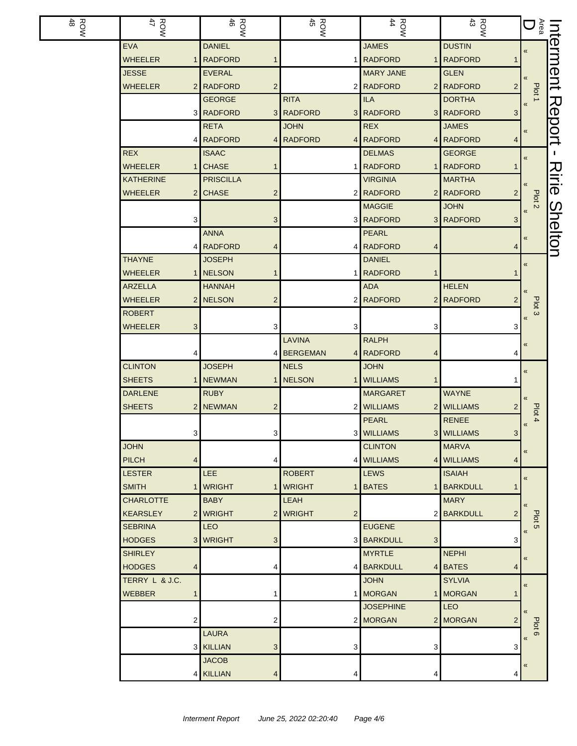# Interment Report - Ririe Shelton

| Area D | ROW 43 | ROW 44 | ROW 45 | ROW 46 | ROW 47 | ROW 48 |
|---|---|---|---|---|---|---|
| Plot 1 « | DUSTIN RADFORD 1 | JAMES RADFORD 1 | 1 | DANIEL RADFORD 1 | EVA WHEELER 1 | |
| « | GLEN RADFORD 2 | MARY JANE RADFORD 2 | 2 | EVERAL RADFORD 2 | JESSE WHEELER 2 | |
| « | DORTHA RADFORD 3 | ILA RADFORD 3 | RITA RADFORD 3 | GEORGE RADFORD 3 | 3 | |
| « | JAMES RADFORD 4 | REX RADFORD 4 | JOHN RADFORD 4 | RETA RADFORD 4 | 4 | |
| Plot 2 « | GEORGE RADFORD 1 | DELMAS RADFORD 1 | 1 | ISAAC CHASE 1 | REX WHEELER 1 | |
| « | MARTHA RADFORD 2 | VIRGINIA RADFORD 2 | 2 | PRISCILLA CHASE 2 | KATHERINE WHEELER 2 | |
| « | JOHN RADFORD 3 | MAGGIE RADFORD 3 | 3 | 3 | 3 | |
| « | 4 | PEARL RADFORD 4 | 4 | ANNA RADFORD 4 | 4 | |
| Plot 3 « | 1 | DANIEL RADFORD 1 | 1 | JOSEPH NELSON 1 | THAYNE WHEELER 1 | |
| « | HELEN RADFORD 2 | ADA RADFORD 2 | 2 | HANNAH NELSON 2 | ARZELLA WHEELER 2 | |
| « | 3 | 3 | 3 | 3 | ROBERT WHEELER 3 | |
| « | 4 | RALPH RADFORD 4 | LAVINA BERGEMAN 4 | 4 | 4 | |
| Plot 4 « | 1 | JOHN WILLIAMS 1 | NELS NELSON 1 | JOSEPH NEWMAN 1 | CLINTON SHEETS 1 | |
| « | WAYNE WILLIAMS 2 | MARGARET WILLIAMS 2 | 2 | RUBY NEWMAN 2 | DARLENE SHEETS 2 | |
| « | RENEE WILLIAMS 3 | PEARL WILLIAMS 3 | 3 | 3 | 3 | |
| « | MARVA WILLIAMS 4 | CLINTON WILLIAMS 4 | 4 | 4 | JOHN PILCH 4 | |
| Plot 5 « | ISAIAH BARKDULL 1 | LEWS BATES 1 | ROBERT WRIGHT 1 | LEE WRIGHT 1 | LESTER SMITH 1 | |
| « | MARY BARKDULL 2 | 2 | LEAH WRIGHT 2 | BABY WRIGHT 2 | CHARLOTTE KEARSLEY 2 | |
| « | 3 | EUGENE BARKDULL 3 | 3 | LEO WRIGHT 3 | SEBRINA HODGES 3 | |
| « | NEPHI BATES 4 | MYRTLE BARKDULL 4 | 4 | 4 | SHIRLEY HODGES 4 | |
| Plot 6 « | SYLVIA MORGAN 1 | JOHN MORGAN 1 | 1 | 1 | TERRY L & J.C. WEBBER 1 | |
| « | LEO MORGAN 2 | JOSEPHINE MORGAN 2 | 2 | 2 | 2 | |
| « | 3 | 3 | 3 | LAURA KILLIAN 3 | 3 | |
| « | 4 | 4 | 4 | JACOB KILLIAN 4 | 4 | |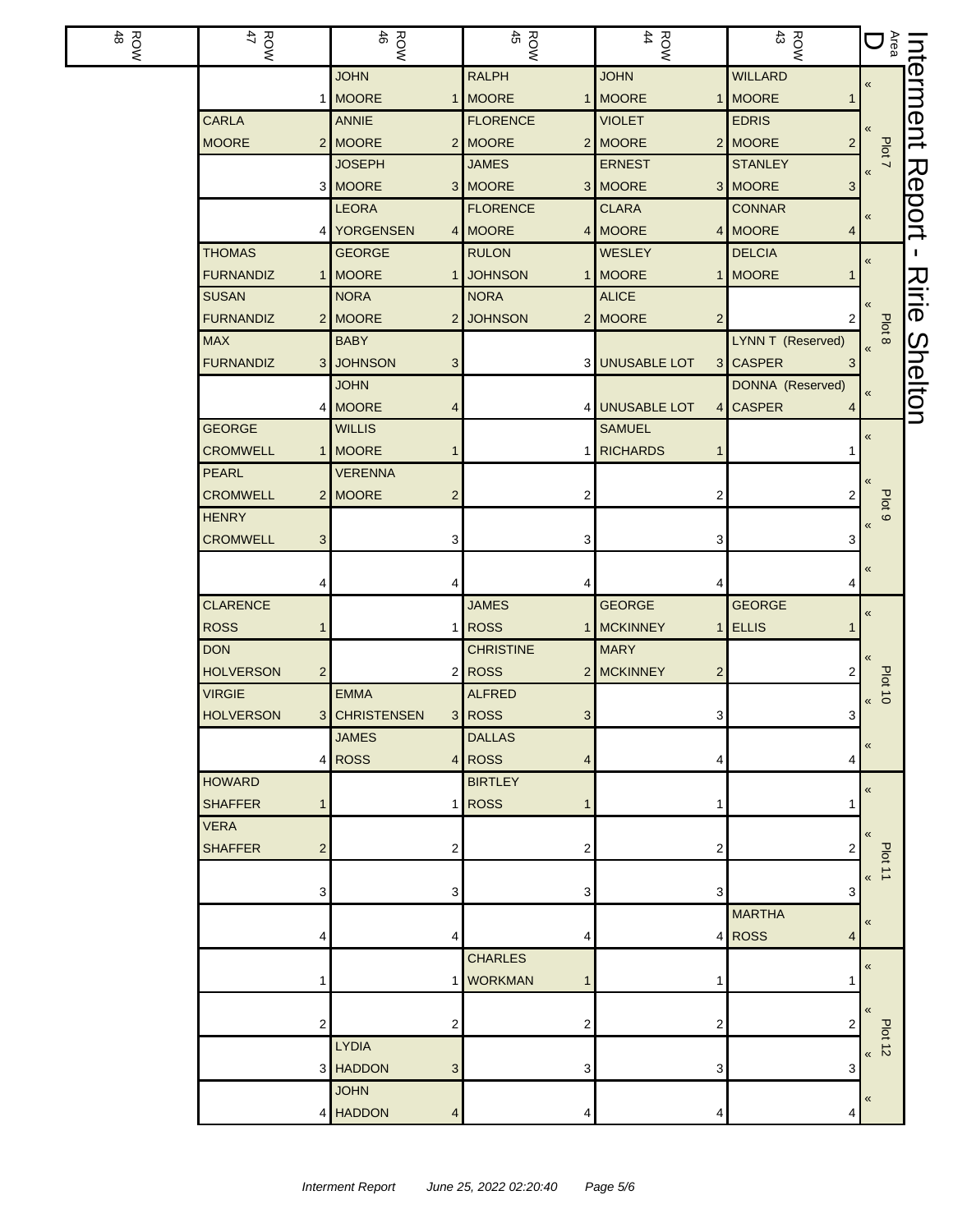# Interment Report - Ririe Shelton

Area D

| Plot | Lot | ROW 43 | ROW 44 | ROW 45 | ROW 46 | ROW 47 | ROW 48 |
|---|---|---|---|---|---|---|---|
| Plot 7 | 1 | WILLARD MOORE | JOHN MOORE | RALPH MOORE | JOHN MOORE | | |
| Plot 7 | 2 | EDRIS MOORE | VIOLET MOORE | FLORENCE MOORE | ANNIE MOORE | CARLA MOORE | |
| Plot 7 | 3 | STANLEY MOORE | ERNEST MOORE | JAMES MOORE | JOSEPH MOORE | | |
| Plot 7 | 4 | CONNAR MOORE | CLARA MOORE | FLORENCE MOORE | LEORA YORGENSEN | | |
| Plot 8 | 1 | DELCIA MOORE | WESLEY MOORE | RULON JOHNSON | GEORGE MOORE | THOMAS FURNANDIZ | |
| Plot 8 | 2 | | ALICE MOORE | NORA JOHNSON | NORA MOORE | SUSAN FURNANDIZ | |
| Plot 8 | 3 | LYNN T (Reserved) CASPER | UNUSABLE LOT | | BABY JOHNSON | MAX FURNANDIZ | |
| Plot 8 | 4 | DONNA (Reserved) CASPER | UNUSABLE LOT | | JOHN MOORE | | |
| Plot 9 | 1 | | SAMUEL RICHARDS | | WILLIS MOORE | GEORGE CROMWELL | |
| Plot 9 | 2 | | | | VERENNA MOORE | PEARL CROMWELL | |
| Plot 9 | 3 | | | | | HENRY CROMWELL | |
| Plot 9 | 4 | | | | | | |
| Plot 10 | 1 | GEORGE ELLIS | GEORGE MCKINNEY | JAMES ROSS | | CLARENCE ROSS | |
| Plot 10 | 2 | | MARY MCKINNEY | CHRISTINE ROSS | | DON HOLVERSON | |
| Plot 10 | 3 | | | ALFRED ROSS | EMMA CHRISTENSEN | VIRGIE HOLVERSON | |
| Plot 10 | 4 | | | DALLAS ROSS | JAMES ROSS | | |
| Plot 11 | 1 | | | BIRTLEY ROSS | | HOWARD SHAFFER | |
| Plot 11 | 2 | | | | | VERA SHAFFER | |
| Plot 11 | 3 | | | | | | |
| Plot 11 | 4 | MARTHA ROSS | | | | | |
| Plot 12 | 1 | | | CHARLES WORKMAN | | | |
| Plot 12 | 2 | | | | | | |
| Plot 12 | 3 | | | | LYDIA HADDON | | |
| Plot 12 | 4 | | | | JOHN HADDON | | |

*Interment Report June 25, 2022 02:20:40*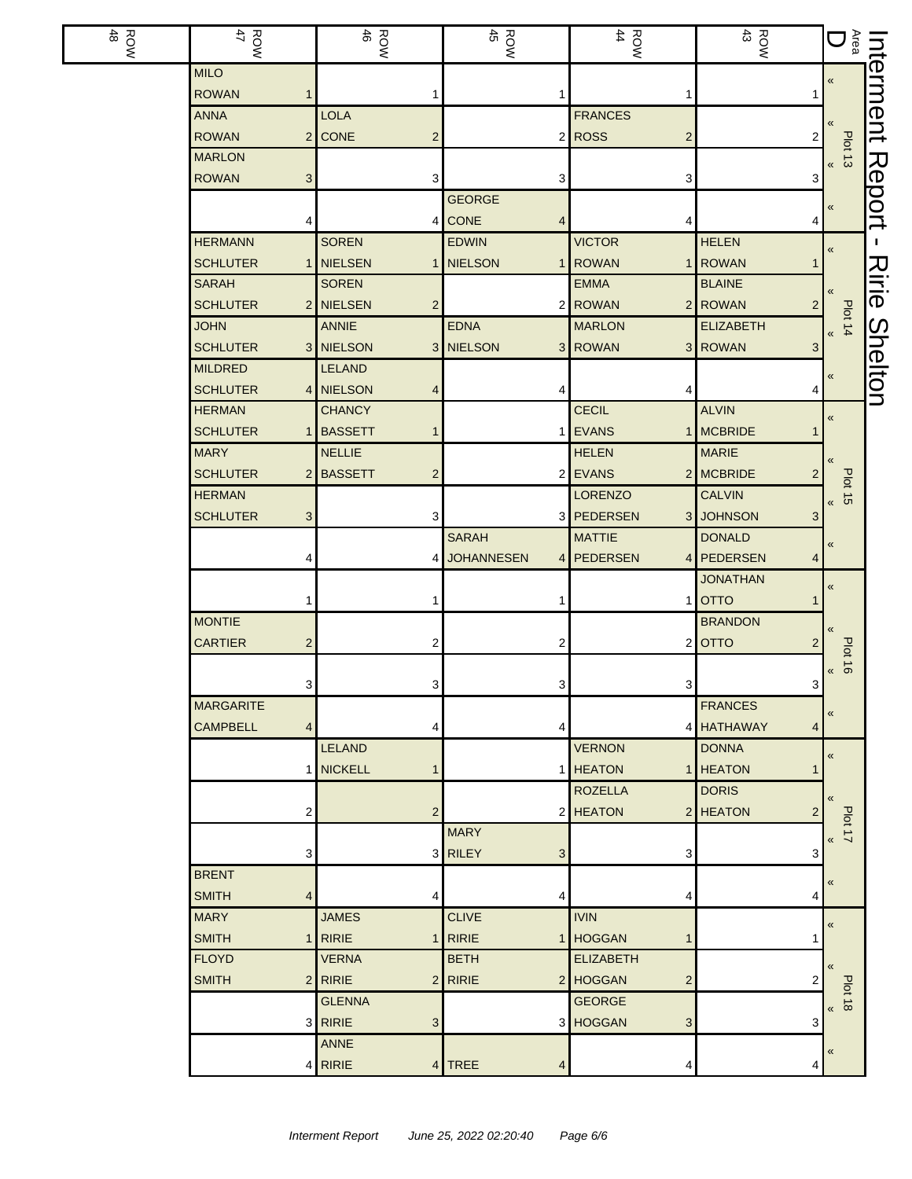# Interment Report - Ririe Shelton

| ROW 48 | ROW 47 | ROW 46 | ROW 45 | ROW 44 | ROW 43 | Area D |
|---|---|---|---|---|---|---|
| | MILO ROWAN 1 | 1 | 1 | 1 | 1 | Plot 13 « |
| | ANNA ROWAN 2 | LOLA CONE 2 | 2 | FRANCES ROSS 2 | 2 | « |
| | MARLON ROWAN 3 | 3 | 3 | 3 | 3 | « |
| | 4 | 4 | GEORGE CONE 4 | 4 | 4 | « |
| | HERMANN SCHLUTER 1 | SOREN NIELSEN 1 | EDWIN NIELSON 1 | VICTOR ROWAN 1 | HELEN ROWAN 1 | Plot 14 « |
| | SARAH SCHLUTER 2 | SOREN NIELSEN 2 | 2 | EMMA ROWAN 2 | BLAINE ROWAN 2 | « |
| | JOHN SCHLUTER 3 | ANNIE NIELSON 3 | EDNA NIELSON 3 | MARLON ROWAN 3 | ELIZABETH ROWAN 3 | « |
| | MILDRED SCHLUTER 4 | LELAND NIELSON 4 | 4 | 4 | 4 | « |
| | HERMAN SCHLUTER 1 | CHANCY BASSETT 1 | 1 | CECIL EVANS 1 | ALVIN MCBRIDE 1 | Plot 15 « |
| | MARY SCHLUTER 2 | NELLIE BASSETT 2 | 2 | HELEN EVANS 2 | MARIE MCBRIDE 2 | « |
| | HERMAN SCHLUTER 3 | 3 | 3 | LORENZO PEDERSEN 3 | CALVIN JOHNSON 3 | « |
| | 4 | 4 | SARAH JOHANNESEN 4 | MATTIE PEDERSEN 4 | DONALD PEDERSEN 4 | « |
| | 1 | 1 | 1 | 1 | JONATHAN OTTO 1 | Plot 16 « |
| | MONTIE CARTIER 2 | 2 | 2 | 2 | BRANDON OTTO 2 | « |
| | 3 | 3 | 3 | 3 | 3 | « |
| | MARGARITE CAMPBELL 4 | 4 | 4 | 4 | FRANCES HATHAWAY 4 | « |
| | 1 | LELAND NICKELL 1 | 1 | VERNON HEATON 1 | DONNA HEATON 1 | Plot 17 « |
| | 2 | 2 | 2 | ROZELLA HEATON 2 | DORIS HEATON 2 | « |
| | 3 | 3 | MARY RILEY 3 | 3 | 3 | « |
| | BRENT SMITH 4 | 4 | 4 | 4 | 4 | « |
| | MARY SMITH 1 | JAMES RIRIE 1 | CLIVE RIRIE 1 | IVIN HOGGAN 1 | 1 | Plot 18 « |
| | FLOYD SMITH 2 | VERNA RIRIE 2 | BETH RIRIE 2 | ELIZABETH HOGGAN 2 | 2 | « |
| | 3 | GLENNA RIRIE 3 | 3 | GEORGE HOGGAN 3 | 3 | « |
| | 4 | ANNE RIRIE 4 | TREE 4 | 4 | 4 | « |

*Interment Report June 25, 2022 02:20:40*